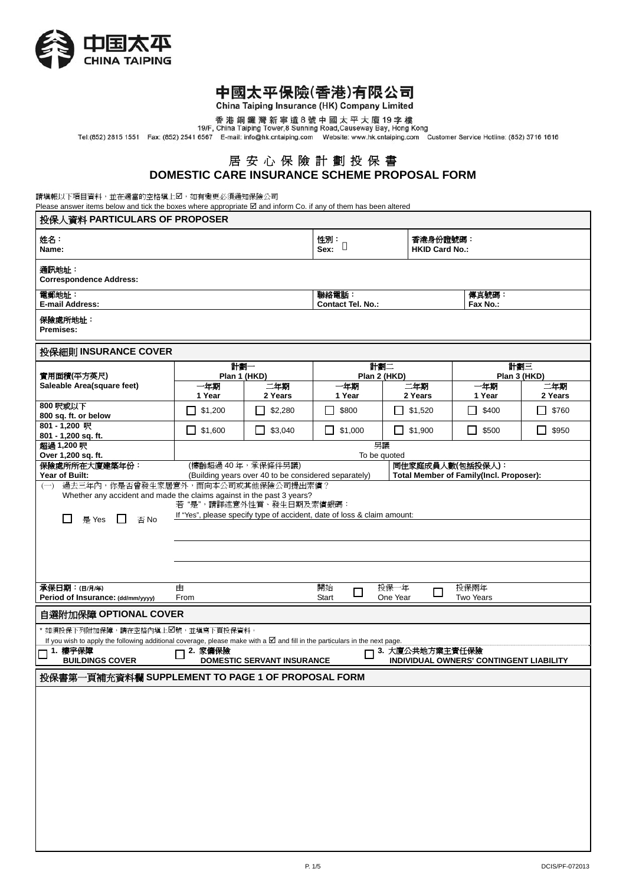中国太平
CHINA TAIPING

# 中國太平保險(香港)有限公司
China Taiping Insurance (HK) Company Limited

香港銅鑼灣新寧道8號中國太平大廈19字樓
19/F, China Taiping Tower,8 Sunning Road,Causeway Bay, Hong Kong
Tel:(852) 2815 1551 Fax: (852) 2541 6567 E-mail: info@hk.cntaiping.com Website: www.hk.cntaiping.com Customer Service Hotline: (852) 3716 1616

## 居安心保險計劃投保書
## DOMESTIC CARE INSURANCE SCHEME PROPOSAL FORM

請填報以下項目資料，並在適當的空格填上☑，如有變更必須通知保險公司
Please answer items below and tick the boxes where appropriate ☑ and inform Co. if any of them has been altered

### 投保人資料 PARTICULARS OF PROPOSER

| | | |
|---|---|---|
| 姓名：<br>Name: | 性別：<br>Sex: | 香港身份證號碼：<br>HKID Card No.: |
| 通訊地址：<br>Correspondence Address: | | |
| 電郵地址：<br>E-mail Address: | 聯絡電話：<br>Contact Tel. No.: | 傳真號碼：<br>Fax No.: |
| 保險處所地址：<br>Premises: | | |

### 投保細則 INSURANCE COVER

| 實用面積(平方英尺)<br>Saleable Area(square feet) | 計劃一<br>Plan 1 (HKD) | | 計劃二<br>Plan 2 (HKD) | | 計劃三<br>Plan 3 (HKD) | |
|---|---|---|---|---|---|---|
| | 一年期<br>1 Year | 二年期<br>2 Years | 一年期<br>1 Year | 二年期<br>2 Years | 一年期<br>1 Year | 二年期<br>2 Years |
| 800 呎或以下<br>800 sq. ft. or below | ☐ $1,200 | ☐ $2,280 | ☐ $800 | ☐ $1,520 | ☐ $400 | ☐ $760 |
| 801 - 1,200 呎<br>801 - 1,200 sq. ft. | ☐ $1,600 | ☐ $3,040 | ☐ $1,000 | ☐ $1,900 | ☐ $500 | ☐ $950 |
| 超過 1,200 呎<br>Over 1,200 sq. ft. | 另議<br>To be quoted | | | | | |

保險處所所在大廈建築年份：
Year of Built:
(樓齡超過 40 年，承保條件另議)
(Building years over 40 to be considered separately)

同住家庭成員人數(包括投保人)：
Total Member of Family(Incl. Proposer):

(一) 過去三年內，你是否曾發生家居意外，而向本公司或其他保險公司提出索償？
Whether any accident and made the claims against in the past 3 years?

☐ 是 Yes ☐ 否 No

若"是"，請詳述意外性質、發生日期及索償銀碼：
If "Yes", please specify type of accident, date of loss & claim amount:

承保日期：(日/月/年)
Period of Insurance: (dd/mm/yyyy)
由 From
開始 Start ☐ 投保一年 One Year ☐ 投保兩年 Two Years

### 自選附加保障 OPTIONAL COVER

\* 如須投保下列附加保障，請在空格內填上☑號，並填寫下頁投保資料。
If you wish to apply the following additional coverage, please make with a ☑ and fill in the particulars in the next page.

☐ 1. 樓宇保障 BUILDINGS COVER
☐ 2. 家傭保險 DOMESTIC SERVANT INSURANCE
☐ 3. 大廈公共地方業主責任保險 INDIVIDUAL OWNERS' CONTINGENT LIABILITY

### 投保書第一頁補充資料欄 SUPPLEMENT TO PAGE 1 OF PROPOSAL FORM

DCIS/PF-072013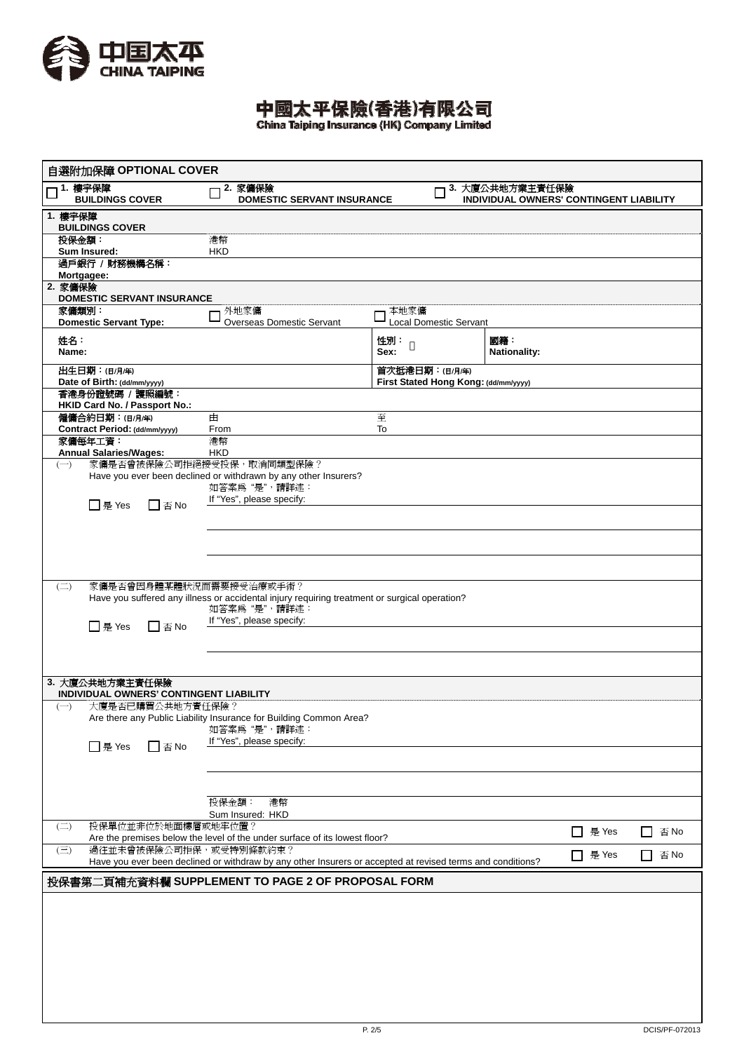中國太平保險(香港)有限公司
China Taiping Insurance (HK) Company Limited

## 自選附加保障 OPTIONAL COVER

☐ 1. 樓宇保障 BUILDINGS COVER　☐ 2. 家傭保險 DOMESTIC SERVANT INSURANCE　☐ 3. 大廈公共地方業主責任保險 INDIVIDUAL OWNERS' CONTINGENT LIABILITY

### 1. 樓宇保障 BUILDINGS COVER

| | |
|---|---|
| 投保金額：Sum Insured: | 港幣 HKD |
| 過戶銀行 / 財務機構名稱：Mortgagee: | |

### 2. 家傭保險 DOMESTIC SERVANT INSURANCE

| | | | |
|---|---|---|---|
| 家傭類別：Domestic Servant Type: | ☐ 外地家傭 Overseas Domestic Servant | ☐ 本地家傭 Local Domestic Servant | |
| 姓名：Name: | | 性別：Sex: | 國籍：Nationality: |
| 出生日期：(日/月/年) Date of Birth: (dd/mm/yyyy) | | 首次抵港日期：(日/月/年) First Stated Hong Kong: (dd/mm/yyyy) | |
| 香港身份證號碼 / 護照編號：HKID Card No. / Passport No.: | | | |
| 僱傭合約日期：(日/月/年) Contract Period: (dd/mm/yyyy) | 由 From | 至 To | |
| 家傭每年工資：Annual Salaries/Wages: | 港幣 HKD | | |

(一) 家傭是否曾被保險公司拒絕接受投保，取消同類型保險？
Have you ever been declined or withdrawn by any other Insurers?
☐ 是 Yes　☐ 否 No　如答案為 "是"，請詳述：If "Yes", please specify:

(二) 家傭是否曾因身體某體狀況而需要接受治療或手術？
Have you suffered any illness or accidental injury requiring treatment or surgical operation?
☐ 是 Yes　☐ 否 No　如答案為 "是"，請詳述：If "Yes", please specify:

### 3. 大廈公共地方業主責任保險 INDIVIDUAL OWNERS' CONTINGENT LIABILITY

(一) 大廈是否已購買公共地方責任保險？
Are there any Public Liability Insurance for Building Common Area?
☐ 是 Yes　☐ 否 No　如答案為 "是"，請詳述：If "Yes", please specify:

投保金額：港幣 Sum Insured: HKD

(二) 投保單位並非位於地面樓層或地牢位置？
Are the premises below the level of the under surface of its lowest floor?　☐ 是 Yes　☐ 否 No

(三) 過往並未曾被保險公司拒保，或受特別條款約束？
Have you ever been declined or withdraw by any other Insurers or accepted at revised terms and conditions?　☐ 是 Yes　☐ 否 No

## 投保書第二頁補充資料欄 SUPPLEMENT TO PAGE 2 OF PROPOSAL FORM

DCIS/PF-072013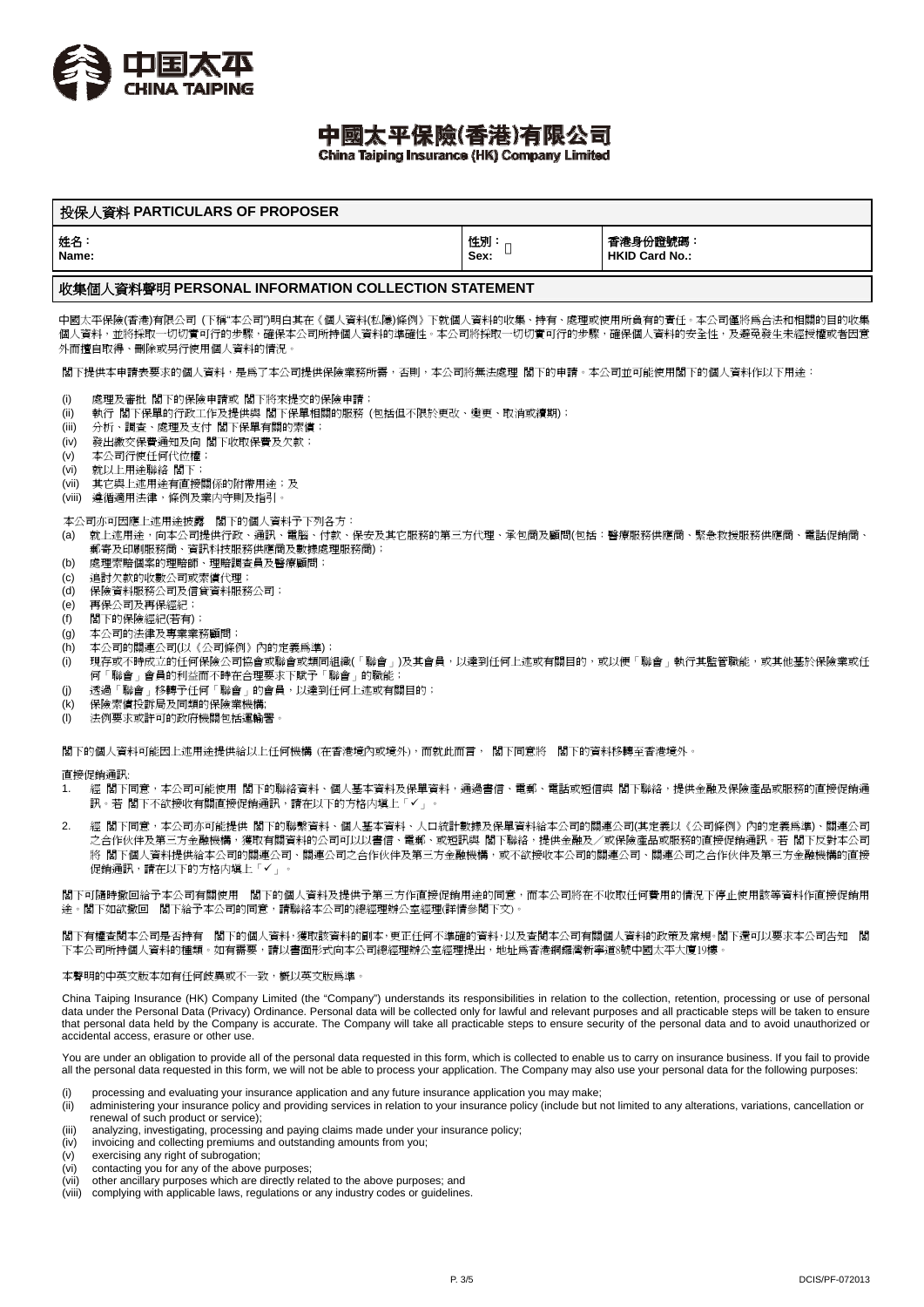中国太平
CHINA TAIPING

# 中國太平保險(香港)有限公司
**China Taiping Insurance (HK) Company Limited**

## 投保人資料 PARTICULARS OF PROPOSER

| 姓名：<br>Name: | 性別：<br>Sex: | 香港身份證號碼：<br>HKID Card No.: |
|---|---|---|

## 收集個人資料聲明 PERSONAL INFORMATION COLLECTION STATEMENT

中國太平保險(香港)有限公司（下稱"本公司"）明白其在《個人資料(私隱)條例》下就個人資料的收集、持有、處理或使用所負有的責任。本公司僅將為合法和相關的目的收集個人資料，並將採取一切切實可行的步驟，確保本公司所持個人資料的準確性。本公司將採取一切切實可行的步驟，確保個人資料的安全性，及避免發生未經授權或者因意外而擅自取得、刪除或另行使用個人資料的情況。

閣下提供本申請表要求的個人資料，是為了本公司提供保險業務所需，否則，本公司將無法處理 閣下的申請。本公司並可能使用閣下的個人資料作以下用途：

(i) 處理及審批 閣下的保險申請或 閣下將來提交的保險申請；
(ii) 執行 閣下保單的行政工作及提供與 閣下保單相關的服務（包括但不限於更改、變更、取消或續期）；
(iii) 分析、調查、處理及支付 閣下保單有關的索償；
(iv) 發出繳交保費通知及向 閣下收取保費及欠款；
(v) 本公司行使任何代位權；
(vi) 就以上用途聯絡 閣下；
(vii) 其它與上述用途有直接關係的附帶用途；及
(viii) 遵循適用法律，條例及業內守則及指引。

本公司亦可因應上述用途披露 閣下的個人資料予下列各方：
(a) 就上述用途，向本公司提供行政、通訊、電腦、付款、保安及其它服務的第三方代理、承包商及顧問(包括：醫療服務供應商、緊急救援服務供應商、電話促銷商、郵寄及印刷服務商、資訊科技服務供應商及數據處理服務商)；
(b) 處理索賠個案的理賠師、理賠調查員及醫療顧問；
(c) 追討欠款的收數公司或索償代理；
(d) 保險資料服務公司及信貸資料服務公司；
(e) 再保公司及再保經紀；
(f) 閣下的保險經紀(若有)；
(g) 本公司的法律及專業業務顧問；
(h) 本公司的關連公司(以《公司條例》內的定義為準)；
(i) 現存或不時成立的任何保險公司協會或聯會或類同組織(「聯會」)及其會員，以達到任何上述或有關目的，或以便「聯會」執行其監管職能，或其他基於保險業或任何「聯會」會員的利益而不時在合理要求下賦予「聯會」的職能；
(j) 透過「聯會」移轉予任何「聯會」的會員，以達到任何上述或有關目的；
(k) 保險索償投訴局及同類的保險業機構;
(l) 法例要求或許可的政府機關包括運輸署。

閣下的個人資料可能因上述用途提供給以上任何機構（在香港境內或境外），而就此而言， 閣下同意將 閣下的資料移轉至香港境外。

直接促銷通訊:
1. 經 閣下同意，本公司可能使用 閣下的聯絡資料、個人基本資料及保單資料，通過書信、電郵、電話或短信與 閣下聯絡，提供金融及保險產品或服務的直接促銷通訊。若 閣下不欲接收有關直接促銷通訊，請在以下的方格內填上「✓」。

2. 經 閣下同意，本公司亦可能提供 閣下的聯繫資料、個人基本資料、人口統計數據及保單資料給本公司的關連公司(其定義以《公司條例》內的定義為準)、關連公司之合作伙伴及第三方金融機構，獲取有關資料的公司可以以書信、電郵、或短訊與 閣下聯絡，提供金融及／或保險產品或服務的直接促銷通訊。若 閣下反對本公司將 閣下個人資料提供給本公司的關連公司、關連公司之合作伙伴及第三方金融機構，或不欲接收本公司的關連公司、關連公司之合作伙伴及第三方金融機構的直接促銷通訊，請在以下的方格內填上「✓」。

閣下可隨時撤回給予本公司有關使用 閣下的個人資料及提供予第三方作直接促銷用途的同意，而本公司將在不收取任何費用的情況下停止使用該等資料作直接促銷用途。閣下如欲撤回 閣下給予本公司的同意，請聯絡本公司的總經理辦公室經理(詳情參閱下文)。

閣下有權查閱本公司是否持有 閣下的個人資料，獲取該資料的副本，更正任何不準確的資料，以及查閱本公司有關個人資料的政策及常規。閣下還可以要求本公司告知 閣下本公司所持個人資料的種類。如有需要，請以書面形式向本公司總經理辦公室經理提出，地址為香港銅鑼灣新寧道8號中國太平大廈19樓。

本聲明的中英文版本如有任何歧異或不一致，概以英文版為準。

China Taiping Insurance (HK) Company Limited (the "Company") understands its responsibilities in relation to the collection, retention, processing or use of personal data under the Personal Data (Privacy) Ordinance. Personal data will be collected only for lawful and relevant purposes and all practicable steps will be taken to ensure that personal data held by the Company is accurate. The Company will take all practicable steps to ensure security of the personal data and to avoid unauthorized or accidental access, erasure or other use.

You are under an obligation to provide all of the personal data requested in this form, which is collected to enable us to carry on insurance business. If you fail to provide all the personal data requested in this form, we will not be able to process your application. The Company may also use your personal data for the following purposes:

(i) processing and evaluating your insurance application and any future insurance application you may make;
(ii) administering your insurance policy and providing services in relation to your insurance policy (include but not limited to any alterations, variations, cancellation or renewal of such product or service);
(iii) analyzing, investigating, processing and paying claims made under your insurance policy;
(iv) invoicing and collecting premiums and outstanding amounts from you;
(v) exercising any right of subrogation;
(vi) contacting you for any of the above purposes;
(vii) other ancillary purposes which are directly related to the above purposes; and
(viii) complying with applicable laws, regulations or any industry codes or guidelines.

DCIS/PF-072013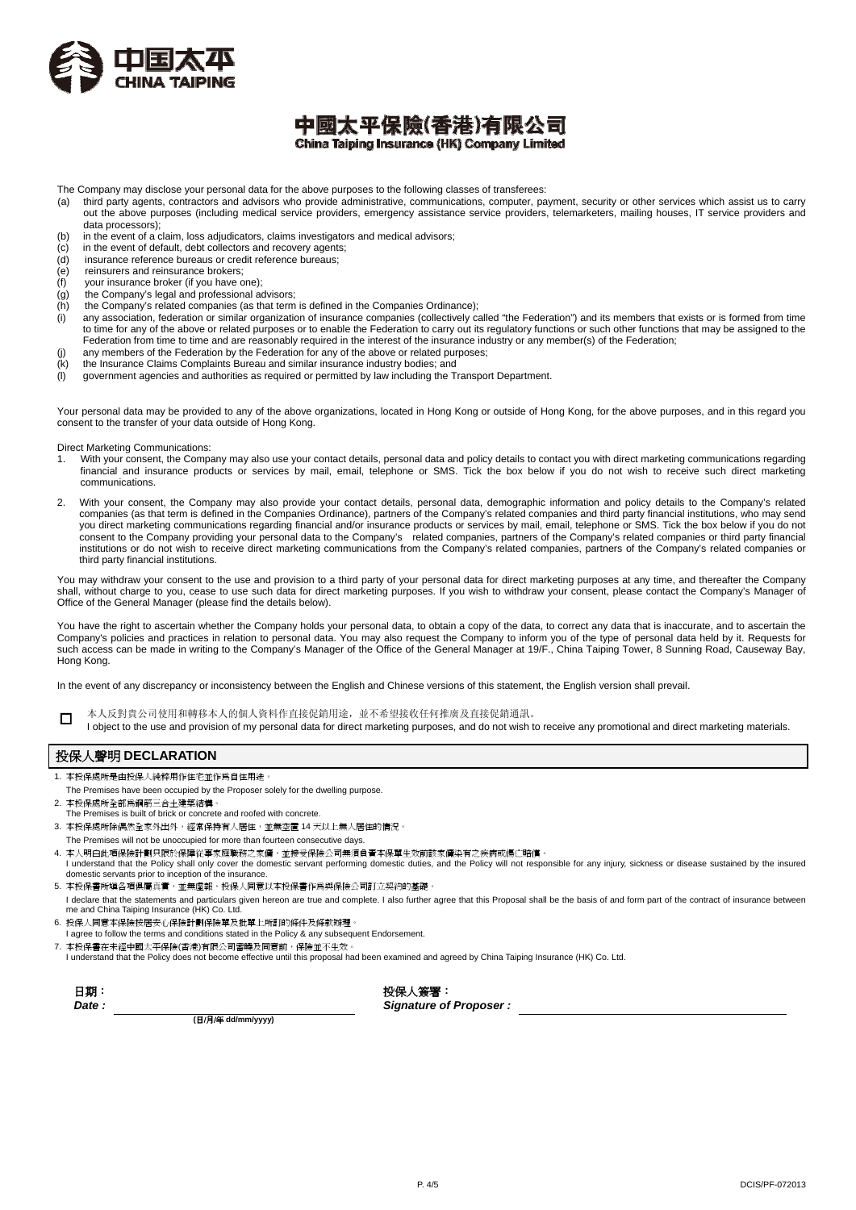# 中國太平保險(香港)有限公司

**China Taiping Insurance (HK) Company Limited**

The Company may disclose your personal data for the above purposes to the following classes of transferees:

(a) third party agents, contractors and advisors who provide administrative, communications, computer, payment, security or other services which assist us to carry out the above purposes (including medical service providers, emergency assistance service providers, telemarketers, mailing houses, IT service providers and data processors);
(b) in the event of a claim, loss adjudicators, claims investigators and medical advisors;
(c) in the event of default, debt collectors and recovery agents;
(d) insurance reference bureaus or credit reference bureaus;
(e) reinsurers and reinsurance brokers;
(f) your insurance broker (if you have one);
(g) the Company's legal and professional advisors;
(h) the Company's related companies (as that term is defined in the Companies Ordinance);
(i) any association, federation or similar organization of insurance companies (collectively called "the Federation") and its members that exists or is formed from time to time for any of the above or related purposes or to enable the Federation to carry out its regulatory functions or such other functions that may be assigned to the Federation from time to time and are reasonably required in the interest of the insurance industry or any member(s) of the Federation;
(j) any members of the Federation by the Federation for any of the above or related purposes;
(k) the Insurance Claims Complaints Bureau and similar insurance industry bodies; and
(l) government agencies and authorities as required or permitted by law including the Transport Department.

Your personal data may be provided to any of the above organizations, located in Hong Kong or outside of Hong Kong, for the above purposes, and in this regard you consent to the transfer of your data outside of Hong Kong.

Direct Marketing Communications:

1. With your consent, the Company may also use your contact details, personal data and policy details to contact you with direct marketing communications regarding financial and insurance products or services by mail, email, telephone or SMS. Tick the box below if you do not wish to receive such direct marketing communications.

2. With your consent, the Company may also provide your contact details, personal data, demographic information and policy details to the Company's related companies (as that term is defined in the Companies Ordinance), partners of the Company's related companies and third party financial institutions, who may send you direct marketing communications regarding financial and/or insurance products or services by mail, email, telephone or SMS. Tick the box below if you do not consent to the Company providing your personal data to the Company's related companies, partners of the Company's related companies or third party financial institutions or do not wish to receive direct marketing communications from the Company's related companies, partners of the Company's related companies or third party financial institutions.

You may withdraw your consent to the use and provision to a third party of your personal data for direct marketing purposes at any time, and thereafter the Company shall, without charge to you, cease to use such data for direct marketing purposes. If you wish to withdraw your consent, please contact the Company's Manager of Office of the General Manager (please find the details below).

You have the right to ascertain whether the Company holds your personal data, to obtain a copy of the data, to correct any data that is inaccurate, and to ascertain the Company's policies and practices in relation to personal data. You may also request the Company to inform you of the type of personal data held by it. Requests for such access can be made in writing to the Company's Manager of the Office of the General Manager at 19/F., China Taiping Tower, 8 Sunning Road, Causeway Bay, Hong Kong.

In the event of any discrepancy or inconsistency between the English and Chinese versions of this statement, the English version shall prevail.

☐ 本人反對貴公司使用和轉移本人的個人資料作直接促銷用途，並不希望接收任何推廣及直接促銷通訊。
I object to the use and provision of my personal data for direct marketing purposes, and do not wish to receive any promotional and direct marketing materials.

## 投保人聲明 DECLARATION

1. 本投保處所是由投保人純粹用作住宅並作爲自住用途。
   The Premises have been occupied by the Proposer solely for the dwelling purpose.
2. 本投保處所全部爲磚或三合土建築結構。
   The Premises is built of brick or concrete and roofed with concrete.
3. 本投保處所除偶然全家外出外，經常保持有人居住，並無空置 14 天以上無人居住的情況。
   The Premises will not be unoccupied for more than fourteen consecutive days.
4. 本人明白此項保險計劃只限於保障從事家庭職務之家傭，並接受保險公司無須負責本保單生效前該家傭染有之疾病或傷亡賠償。
   I understand that the Policy shall only cover the domestic servant performing domestic duties, and the Policy will not responsible for any injury, sickness or disease sustained by the insured domestic servants prior to inception of the insurance.
5. 本投保書所填各項俱屬真實，並無虛報，投保人同意以本投保書作爲與保險公司訂立契約的基礎。
   I declare that the statements and particulars given hereon are true and complete. I also further agree that this Proposal shall be the basis of and form part of the contract of insurance between me and China Taiping Insurance (HK) Co. Ltd.
6. 投保人同意本保險按居安心保險計劃保險單及批單上所訂的條件及條款辦理。
   I agree to follow the terms and conditions stated in the Policy & any subsequent Endorsement.
7. 本投保書在未經中國太平保險(香港)有限公司審核及同意前，保險並不生效。
   I understand that the Policy does not become effective until this proposal had been examined and agreed by China Taiping Insurance (HK) Co. Ltd.

**日期：**
***Date :*** ______________________
**(日/月/年 dd/mm/yyyy)**

**投保人簽署：**
***Signature of Proposer :*** ______________________

DCIS/PF-072013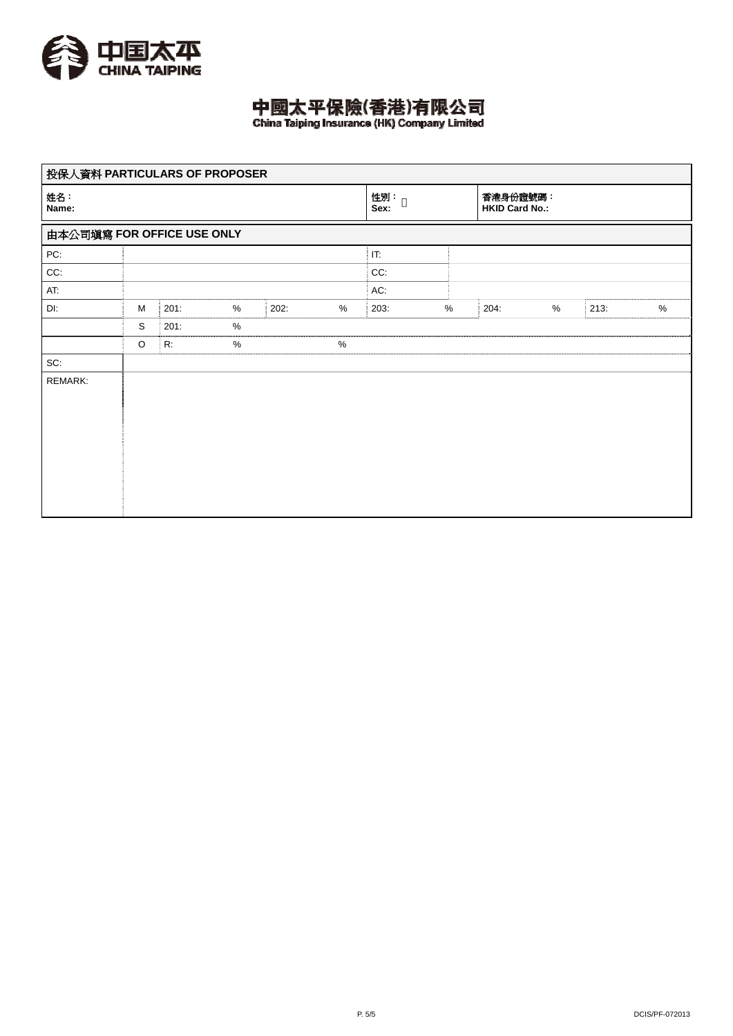中國太平保險(香港)有限公司
China Taiping Insurance (HK) Company Limited

| 投保人資料 PARTICULARS OF PROPOSER | | |
|---|---|---|
| 姓名：<br>Name: | 性別：<br>Sex: | 香港身份證號碼：<br>HKID Card No.: |

| 由本公司填寫 FOR OFFICE USE ONLY | | | | | | | | | | | |
|---|---|---|---|---|---|---|---|---|---|---|---|
| PC: | | | | | | IT: | | | | | |
| CC: | | | | | | CC: | | | | | |
| AT: | | | | | | AC: | | | | | |
| DI: | M | 201: | % | 202: | % | 203: | % | 204: | % | 213: | % |
| | S | 201: | % | | | | | | | | |
| | O | R: | % | | % | | | | | | |
| SC: | | | | | | | | | | | |
| REMARK: | | | | | | | | | | | |

DCIS/PF-072013